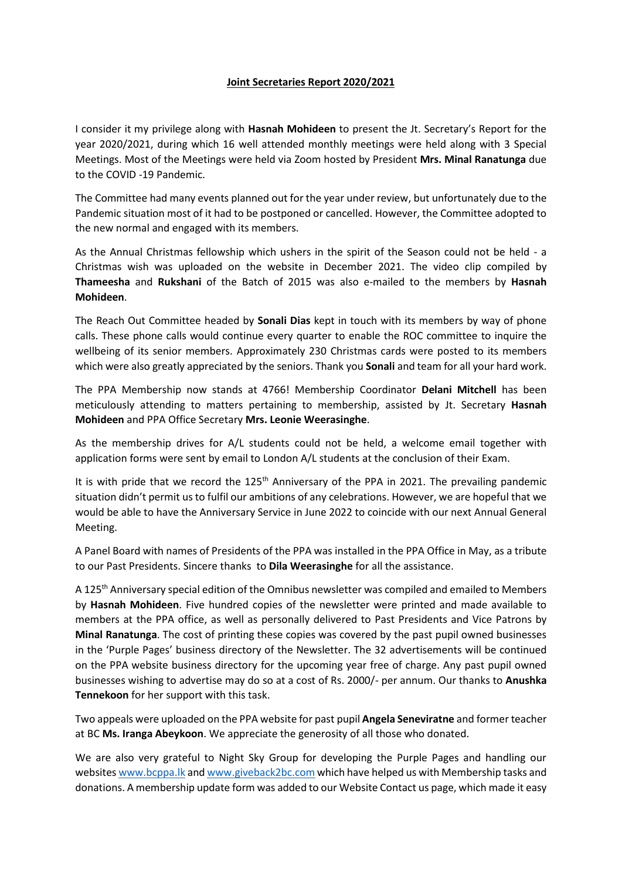**Joint Secretaries Report 2020/2021**

I consider it my privilege along with **Hasnah Mohideen** to present the Jt. Secretary's Report for the year 2020/2021, during which 16 well attended monthly meetings were held along with 3 Special Meetings. Most of the Meetings were held via Zoom hosted by President **Mrs. Minal Ranatunga** due to the COVID -19 Pandemic.

The Committee had many events planned out for the year under review, but unfortunately due to the Pandemic situation most of it had to be postponed or cancelled. However, the Committee adopted to the new normal and engaged with its members.

As the Annual Christmas fellowship which ushers in the spirit of the Season could not be held - a Christmas wish was uploaded on the website in December 2021. The video clip compiled by **Thameesha** and **Rukshani** of the Batch of 2015 was also e-mailed to the members by **Hasnah Mohideen**.

The Reach Out Committee headed by **Sonali Dias** kept in touch with its members by way of phone calls. These phone calls would continue every quarter to enable the ROC committee to inquire the wellbeing of its senior members. Approximately 230 Christmas cards were posted to its members which were also greatly appreciated by the seniors. Thank you **Sonali** and team for all your hard work.

The PPA Membership now stands at 4766! Membership Coordinator **Delani Mitchell** has been meticulously attending to matters pertaining to membership, assisted by Jt. Secretary **Hasnah Mohideen** and PPA Office Secretary **Mrs. Leonie Weerasinghe**.

As the membership drives for A/L students could not be held, a welcome email together with application forms were sent by email to London A/L students at the conclusion of their Exam.

It is with pride that we record the 125th Anniversary of the PPA in 2021. The prevailing pandemic situation didn't permit us to fulfil our ambitions of any celebrations. However, we are hopeful that we would be able to have the Anniversary Service in June 2022 to coincide with our next Annual General Meeting.

A Panel Board with names of Presidents of the PPA was installed in the PPA Office in May, as a tribute to our Past Presidents. Sincere thanks to **Dila Weerasinghe** for all the assistance.

A 125th Anniversary special edition of the Omnibus newsletter was compiled and emailed to Members by **Hasnah Mohideen**. Five hundred copies of the newsletter were printed and made available to members at the PPA office, as well as personally delivered to Past Presidents and Vice Patrons by **Minal Ranatunga**. The cost of printing these copies was covered by the past pupil owned businesses in the 'Purple Pages' business directory of the Newsletter. The 32 advertisements will be continued on the PPA website business directory for the upcoming year free of charge. Any past pupil owned businesses wishing to advertise may do so at a cost of Rs. 2000/- per annum. Our thanks to **Anushka Tennekoon** for her support with this task.

Two appeals were uploaded on the PPA website for past pupil **Angela Seneviratne** and former teacher at BC **Ms. Iranga Abeykoon**. We appreciate the generosity of all those who donated.

We are also very grateful to Night Sky Group for developing the Purple Pages and handling our websites www.bcppa.lk and www.giveback2bc.com which have helped us with Membership tasks and donations. A membership update form was added to our Website Contact us page, which made it easy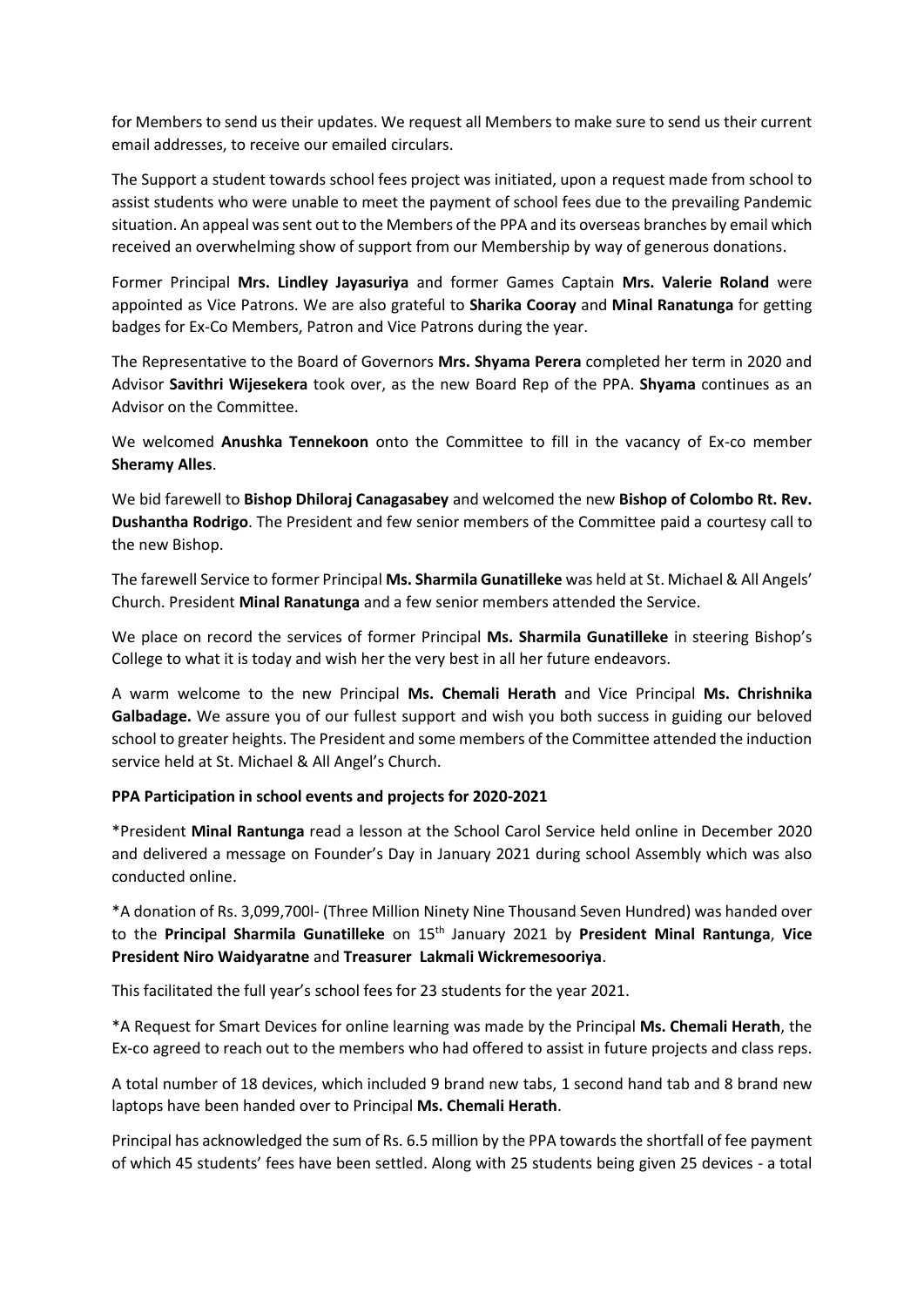for Members to send us their updates. We request all Members to make sure to send us their current email addresses, to receive our emailed circulars.

The Support a student towards school fees project was initiated, upon a request made from school to assist students who were unable to meet the payment of school fees due to the prevailing Pandemic situation. An appeal was sent out to the Members of the PPA and its overseas branches by email which received an overwhelming show of support from our Membership by way of generous donations.

Former Principal **Mrs. Lindley Jayasuriya** and former Games Captain **Mrs. Valerie Roland** were appointed as Vice Patrons. We are also grateful to **Sharika Cooray** and **Minal Ranatunga** for getting badges for Ex-Co Members, Patron and Vice Patrons during the year.

The Representative to the Board of Governors **Mrs. Shyama Perera** completed her term in 2020 and Advisor **Savithri Wijesekera** took over, as the new Board Rep of the PPA. **Shyama** continues as an Advisor on the Committee.

We welcomed **Anushka Tennekoon** onto the Committee to fill in the vacancy of Ex-co member **Sheramy Alles**.

We bid farewell to **Bishop Dhiloraj Canagasabey** and welcomed the new **Bishop of Colombo Rt. Rev. Dushantha Rodrigo**. The President and few senior members of the Committee paid a courtesy call to the new Bishop.

The farewell Service to former Principal **Ms. Sharmila Gunatilleke** was held at St. Michael & All Angels' Church. President **Minal Ranatunga** and a few senior members attended the Service.

We place on record the services of former Principal **Ms. Sharmila Gunatilleke** in steering Bishop's College to what it is today and wish her the very best in all her future endeavors.

A warm welcome to the new Principal **Ms. Chemali Herath** and Vice Principal **Ms. Chrishnika Galbadage.** We assure you of our fullest support and wish you both success in guiding our beloved school to greater heights. The President and some members of the Committee attended the induction service held at St. Michael & All Angel's Church.

**PPA Participation in school events and projects for 2020-2021**

*President **Minal Rantunga** read a lesson at the School Carol Service held online in December 2020 and delivered a message on Founder's Day in January 2021 during school Assembly which was also conducted online.

*A donation of Rs. 3,099,700l- (Three Million Ninety Nine Thousand Seven Hundred) was handed over to the **Principal Sharmila Gunatilleke** on 15th January 2021 by **President Minal Rantunga**, **Vice President Niro Waidyaratne** and **Treasurer Lakmali Wickremesooriya**.

This facilitated the full year's school fees for 23 students for the year 2021.

*A Request for Smart Devices for online learning was made by the Principal **Ms. Chemali Herath**, the Ex-co agreed to reach out to the members who had offered to assist in future projects and class reps.

A total number of 18 devices, which included 9 brand new tabs, 1 second hand tab and 8 brand new laptops have been handed over to Principal **Ms. Chemali Herath**.

Principal has acknowledged the sum of Rs. 6.5 million by the PPA towards the shortfall of fee payment of which 45 students' fees have been settled. Along with 25 students being given 25 devices - a total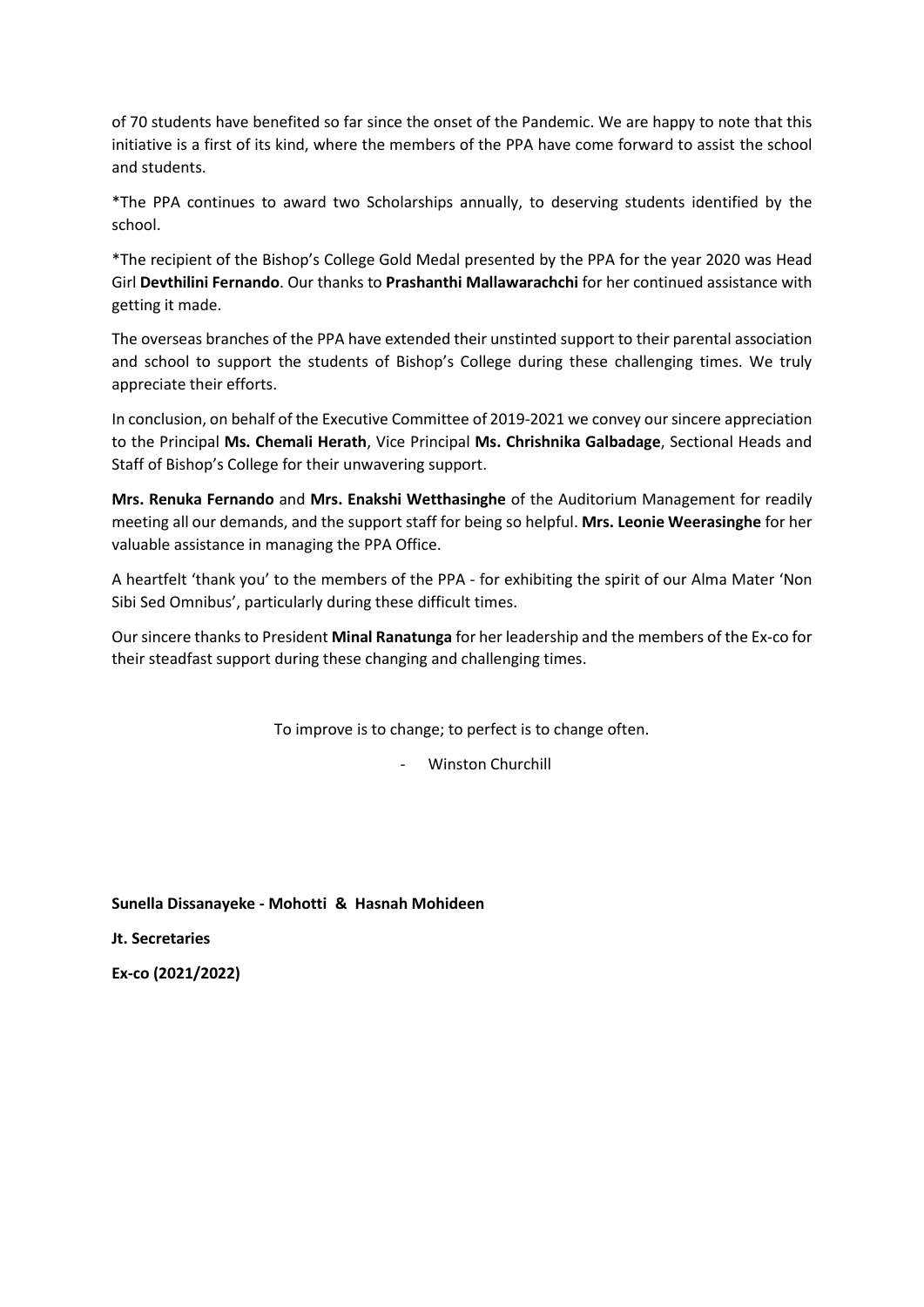of 70 students have benefited so far since the onset of the Pandemic. We are happy to note that this initiative is a first of its kind, where the members of the PPA have come forward to assist the school and students.

*The PPA continues to award two Scholarships annually, to deserving students identified by the school.

*The recipient of the Bishop's College Gold Medal presented by the PPA for the year 2020 was Head Girl **Devthilini Fernando**. Our thanks to **Prashanthi Mallawarachchi** for her continued assistance with getting it made.

The overseas branches of the PPA have extended their unstinted support to their parental association and school to support the students of Bishop's College during these challenging times. We truly appreciate their efforts.

In conclusion, on behalf of the Executive Committee of 2019-2021 we convey our sincere appreciation to the Principal **Ms. Chemali Herath**, Vice Principal **Ms. Chrishnika Galbadage**, Sectional Heads and Staff of Bishop's College for their unwavering support.

**Mrs. Renuka Fernando** and **Mrs. Enakshi Wetthasinghe** of the Auditorium Management for readily meeting all our demands, and the support staff for being so helpful. **Mrs. Leonie Weerasinghe** for her valuable assistance in managing the PPA Office.

A heartfelt 'thank you' to the members of the PPA - for exhibiting the spirit of our Alma Mater 'Non Sibi Sed Omnibus', particularly during these difficult times.

Our sincere thanks to President **Minal Ranatunga** for her leadership and the members of the Ex-co for their steadfast support during these changing and challenging times.

To improve is to change; to perfect is to change often.

\- Winston Churchill

**Sunella Dissanayeke - Mohotti & Hasnah Mohideen**

**Jt. Secretaries**

**Ex-co (2021/2022)**